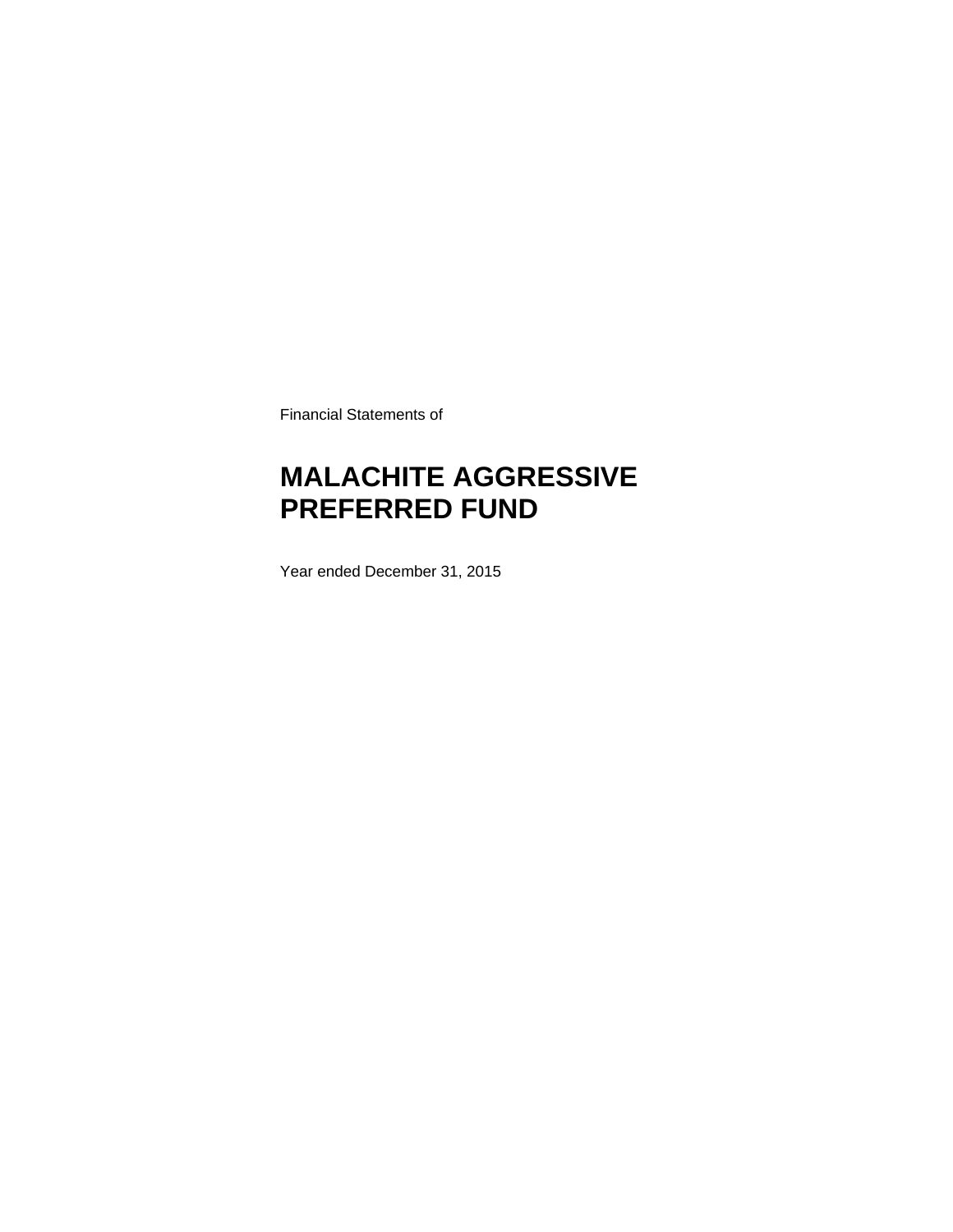Financial Statements of

# MALACHITE AGGRESSIVE PREFERRED FUND

Year ended December 31, 2015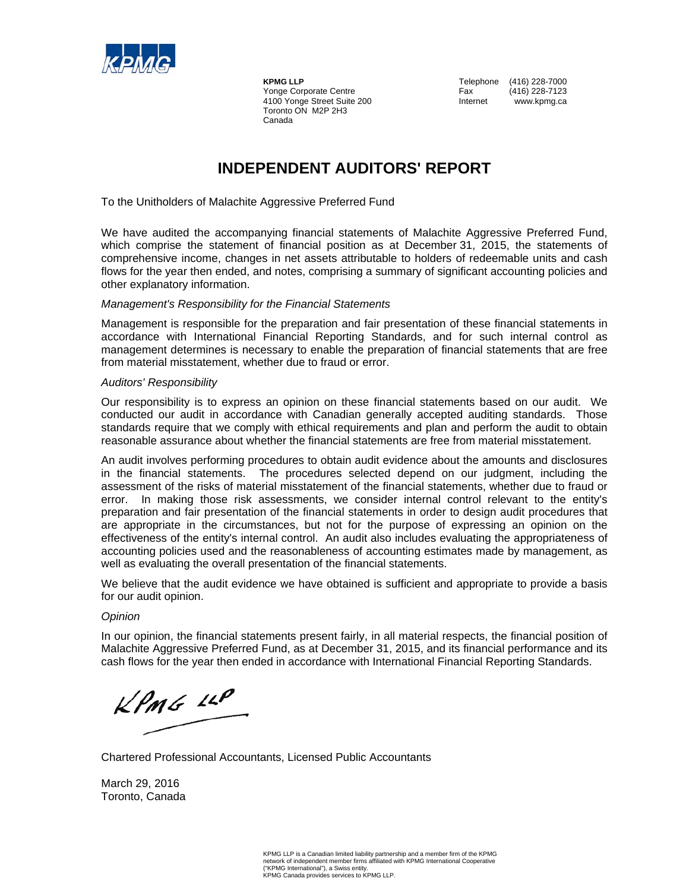**KPMG LLP**
Yonge Corporate Centre
4100 Yonge Street Suite 200
Toronto ON M2P 2H3
Canada

Telephone (416) 228-7000
Fax (416) 228-7123
Internet www.kpmg.ca

# INDEPENDENT AUDITORS' REPORT

To the Unitholders of Malachite Aggressive Preferred Fund

We have audited the accompanying financial statements of Malachite Aggressive Preferred Fund, which comprise the statement of financial position as at December 31, 2015, the statements of comprehensive income, changes in net assets attributable to holders of redeemable units and cash flows for the year then ended, and notes, comprising a summary of significant accounting policies and other explanatory information.

*Management's Responsibility for the Financial Statements*

Management is responsible for the preparation and fair presentation of these financial statements in accordance with International Financial Reporting Standards, and for such internal control as management determines is necessary to enable the preparation of financial statements that are free from material misstatement, whether due to fraud or error.

*Auditors' Responsibility*

Our responsibility is to express an opinion on these financial statements based on our audit. We conducted our audit in accordance with Canadian generally accepted auditing standards. Those standards require that we comply with ethical requirements and plan and perform the audit to obtain reasonable assurance about whether the financial statements are free from material misstatement.

An audit involves performing procedures to obtain audit evidence about the amounts and disclosures in the financial statements. The procedures selected depend on our judgment, including the assessment of the risks of material misstatement of the financial statements, whether due to fraud or error. In making those risk assessments, we consider internal control relevant to the entity's preparation and fair presentation of the financial statements in order to design audit procedures that are appropriate in the circumstances, but not for the purpose of expressing an opinion on the effectiveness of the entity's internal control. An audit also includes evaluating the appropriateness of accounting policies used and the reasonableness of accounting estimates made by management, as well as evaluating the overall presentation of the financial statements.

We believe that the audit evidence we have obtained is sufficient and appropriate to provide a basis for our audit opinion.

*Opinion*

In our opinion, the financial statements present fairly, in all material respects, the financial position of Malachite Aggressive Preferred Fund, as at December 31, 2015, and its financial performance and its cash flows for the year then ended in accordance with International Financial Reporting Standards.

KPMG LLP

Chartered Professional Accountants, Licensed Public Accountants

March 29, 2016
Toronto, Canada

KPMG LLP is a Canadian limited liability partnership and a member firm of the KPMG network of independent member firms affiliated with KPMG International Cooperative ("KPMG International"), a Swiss entity.
KPMG Canada provides services to KPMG LLP.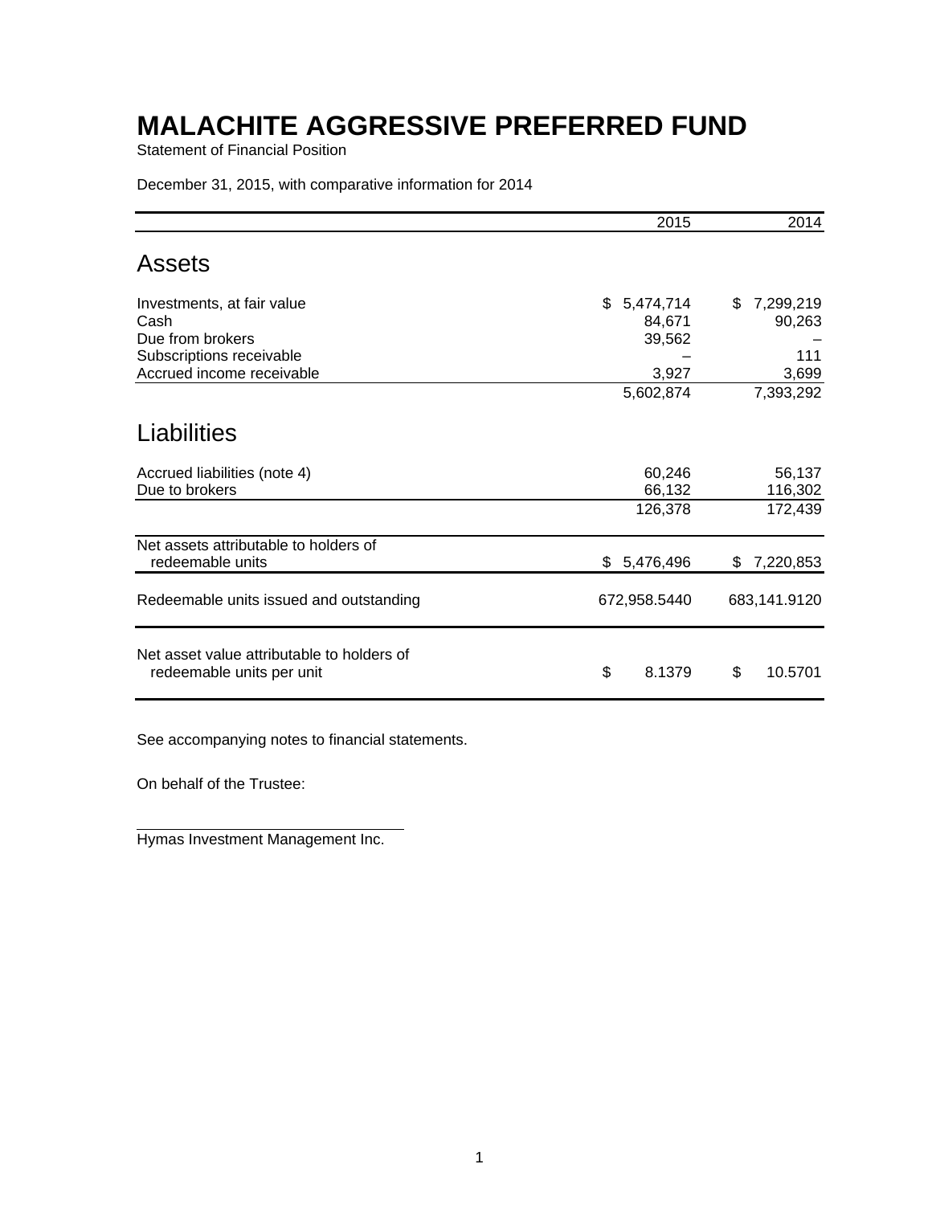# MALACHITE AGGRESSIVE PREFERRED FUND

Statement of Financial Position

December 31, 2015, with comparative information for 2014

| | 2015 | 2014 |
|---|---|---|
| **Assets** | | |
| Investments, at fair value | $ 5,474,714 | $ 7,299,219 |
| Cash | 84,671 | 90,263 |
| Due from brokers | 39,562 | – |
| Subscriptions receivable | – | 111 |
| Accrued income receivable | 3,927 | 3,699 |
| | 5,602,874 | 7,393,292 |
| **Liabilities** | | |
| Accrued liabilities (note 4) | 60,246 | 56,137 |
| Due to brokers | 66,132 | 116,302 |
| | 126,378 | 172,439 |
| Net assets attributable to holders of redeemable units | $ 5,476,496 | $ 7,220,853 |
| Redeemable units issued and outstanding | 672,958.5440 | 683,141.9120 |
| Net asset value attributable to holders of redeemable units per unit | $ 8.1379 | $ 10.5701 |

See accompanying notes to financial statements.

On behalf of the Trustee:

Hymas Investment Management Inc.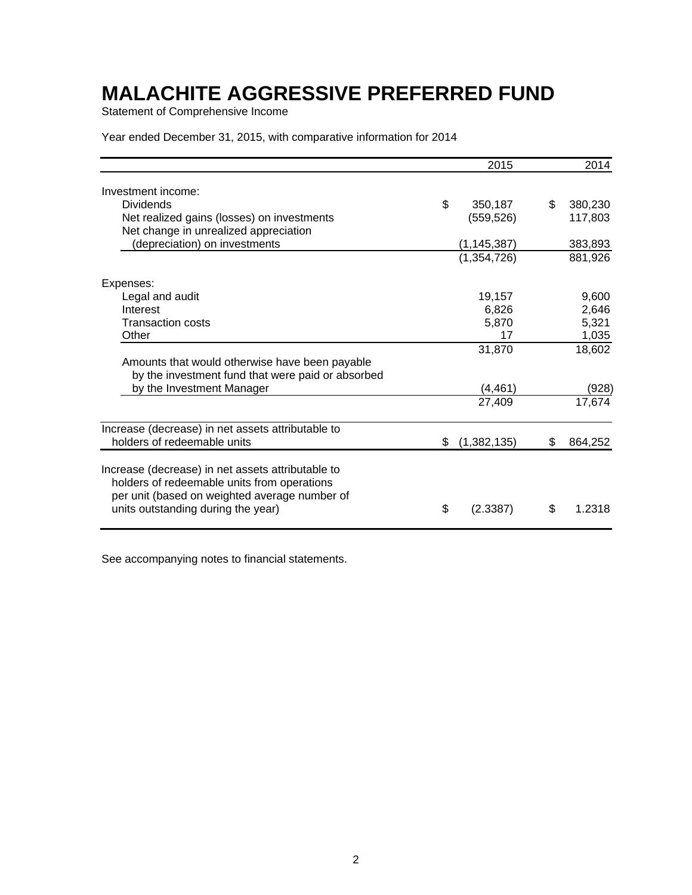# MALACHITE AGGRESSIVE PREFERRED FUND

Statement of Comprehensive Income

Year ended December 31, 2015, with comparative information for 2014

| | 2015 | 2014 |
|---|---|---|
| Investment income: | | |
| Dividends | $ 350,187 | $ 380,230 |
| Net realized gains (losses) on investments | (559,526) | 117,803 |
| Net change in unrealized appreciation (depreciation) on investments | (1,145,387) | 383,893 |
| | (1,354,726) | 881,926 |
| Expenses: | | |
| Legal and audit | 19,157 | 9,600 |
| Interest | 6,826 | 2,646 |
| Transaction costs | 5,870 | 5,321 |
| Other | 17 | 1,035 |
| | 31,870 | 18,602 |
| Amounts that would otherwise have been payable by the investment fund that were paid or absorbed by the Investment Manager | (4,461) | (928) |
| | 27,409 | 17,674 |
| Increase (decrease) in net assets attributable to holders of redeemable units | $ (1,382,135) | $ 864,252 |
| Increase (decrease) in net assets attributable to holders of redeemable units from operations per unit (based on weighted average number of units outstanding during the year) | $ (2.3387) | $ 1.2318 |

See accompanying notes to financial statements.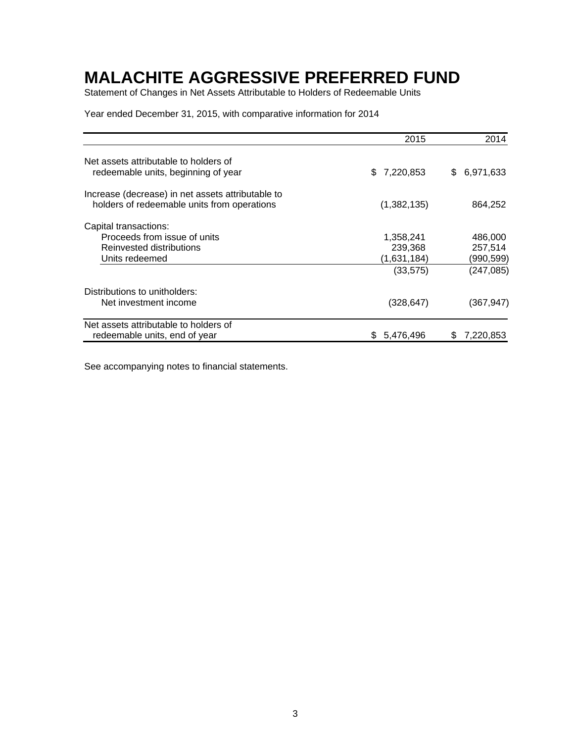# MALACHITE AGGRESSIVE PREFERRED FUND

Statement of Changes in Net Assets Attributable to Holders of Redeemable Units

Year ended December 31, 2015, with comparative information for 2014

| | 2015 | 2014 |
|---|---|---|
| Net assets attributable to holders of redeemable units, beginning of year | $ 7,220,853 | $ 6,971,633 |
| Increase (decrease) in net assets attributable to holders of redeemable units from operations | (1,382,135) | 864,252 |
| Capital transactions: | | |
| Proceeds from issue of units | 1,358,241 | 486,000 |
| Reinvested distributions | 239,368 | 257,514 |
| Units redeemed | (1,631,184) | (990,599) |
| | (33,575) | (247,085) |
| Distributions to unitholders: | | |
| Net investment income | (328,647) | (367,947) |
| Net assets attributable to holders of redeemable units, end of year | $ 5,476,496 | $ 7,220,853 |

See accompanying notes to financial statements.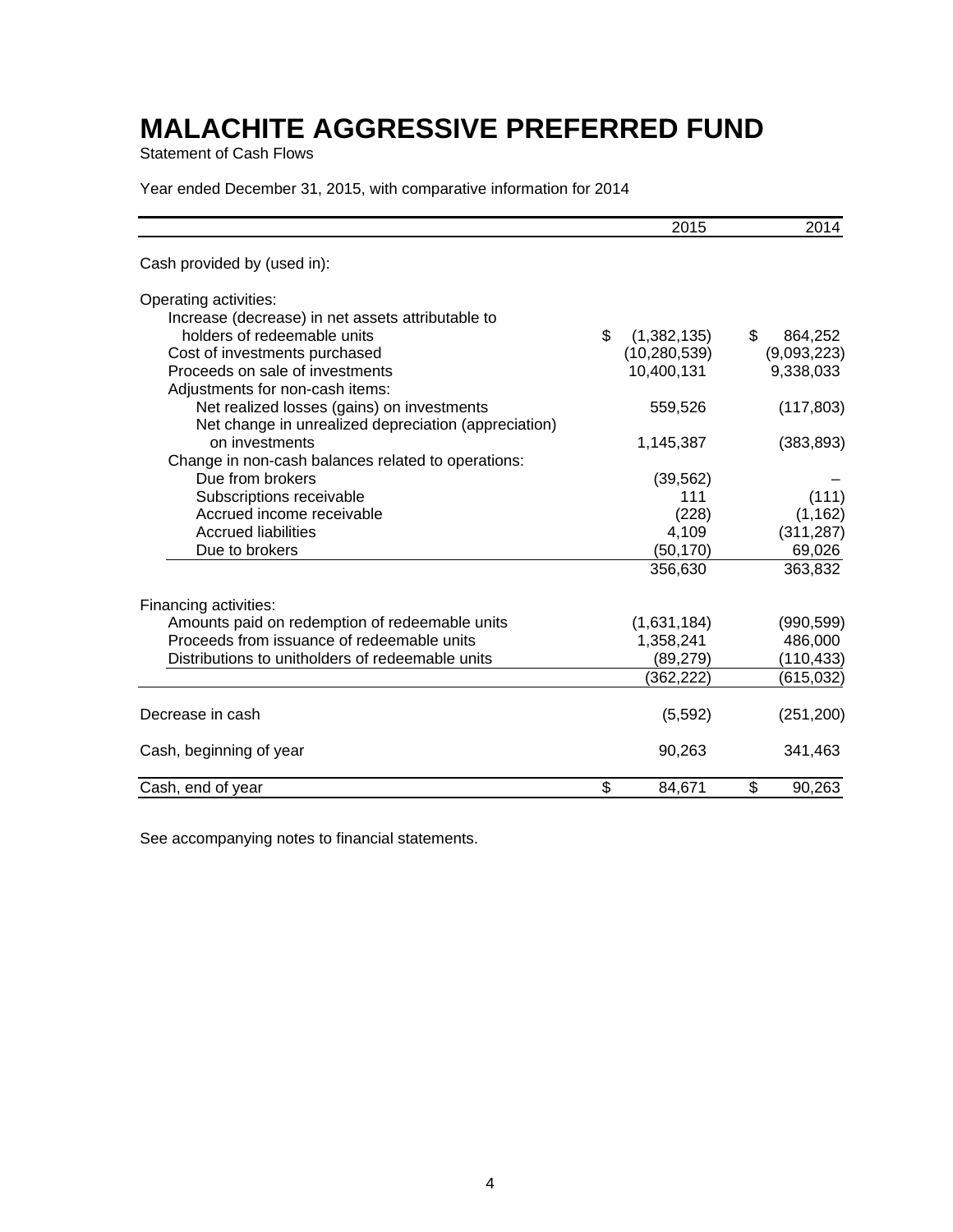# MALACHITE AGGRESSIVE PREFERRED FUND

Statement of Cash Flows

Year ended December 31, 2015, with comparative information for 2014

| | 2015 | 2014 |
|---|---|---|
| Cash provided by (used in): | | |
| Operating activities: | | |
| Increase (decrease) in net assets attributable to holders of redeemable units | $ (1,382,135) | $ 864,252 |
| Cost of investments purchased | (10,280,539) | (9,093,223) |
| Proceeds on sale of investments | 10,400,131 | 9,338,033 |
| Adjustments for non-cash items: | | |
| Net realized losses (gains) on investments | 559,526 | (117,803) |
| Net change in unrealized depreciation (appreciation) on investments | 1,145,387 | (383,893) |
| Change in non-cash balances related to operations: | | |
| Due from brokers | (39,562) | – |
| Subscriptions receivable | 111 | (111) |
| Accrued income receivable | (228) | (1,162) |
| Accrued liabilities | 4,109 | (311,287) |
| Due to brokers | (50,170) | 69,026 |
| | 356,630 | 363,832 |
| Financing activities: | | |
| Amounts paid on redemption of redeemable units | (1,631,184) | (990,599) |
| Proceeds from issuance of redeemable units | 1,358,241 | 486,000 |
| Distributions to unitholders of redeemable units | (89,279) | (110,433) |
| | (362,222) | (615,032) |
| Decrease in cash | (5,592) | (251,200) |
| Cash, beginning of year | 90,263 | 341,463 |
| Cash, end of year | $ 84,671 | $ 90,263 |

See accompanying notes to financial statements.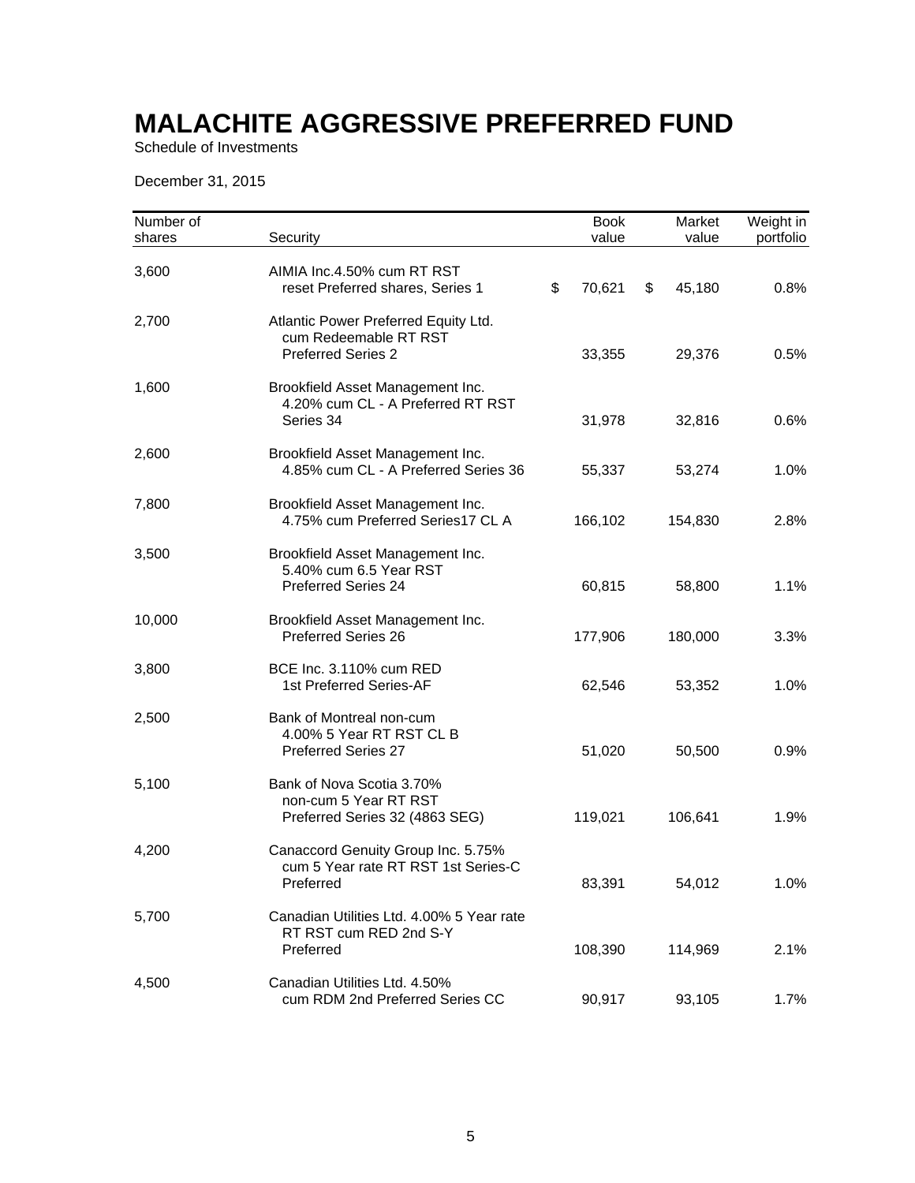# MALACHITE AGGRESSIVE PREFERRED FUND

Schedule of Investments

December 31, 2015

| Number of shares | Security | Book value | Market value | Weight in portfolio |
|---|---|---|---|---|
| 3,600 | AIMIA Inc.4.50% cum RT RST reset Preferred shares, Series 1 | $ 70,621 | $ 45,180 | 0.8% |
| 2,700 | Atlantic Power Preferred Equity Ltd. cum Redeemable RT RST Preferred Series 2 | 33,355 | 29,376 | 0.5% |
| 1,600 | Brookfield Asset Management Inc. 4.20% cum CL - A Preferred RT RST Series 34 | 31,978 | 32,816 | 0.6% |
| 2,600 | Brookfield Asset Management Inc. 4.85% cum CL - A Preferred Series 36 | 55,337 | 53,274 | 1.0% |
| 7,800 | Brookfield Asset Management Inc. 4.75% cum Preferred Series17 CL A | 166,102 | 154,830 | 2.8% |
| 3,500 | Brookfield Asset Management Inc. 5.40% cum 6.5 Year RST Preferred Series 24 | 60,815 | 58,800 | 1.1% |
| 10,000 | Brookfield Asset Management Inc. Preferred Series 26 | 177,906 | 180,000 | 3.3% |
| 3,800 | BCE Inc. 3.110% cum RED 1st Preferred Series-AF | 62,546 | 53,352 | 1.0% |
| 2,500 | Bank of Montreal non-cum 4.00% 5 Year RT RST CL B Preferred Series 27 | 51,020 | 50,500 | 0.9% |
| 5,100 | Bank of Nova Scotia 3.70% non-cum 5 Year RT RST Preferred Series 32 (4863 SEG) | 119,021 | 106,641 | 1.9% |
| 4,200 | Canaccord Genuity Group Inc. 5.75% cum 5 Year rate RT RST 1st Series-C Preferred | 83,391 | 54,012 | 1.0% |
| 5,700 | Canadian Utilities Ltd. 4.00% 5 Year rate RT RST cum RED 2nd S-Y Preferred | 108,390 | 114,969 | 2.1% |
| 4,500 | Canadian Utilities Ltd. 4.50% cum RDM 2nd Preferred Series CC | 90,917 | 93,105 | 1.7% |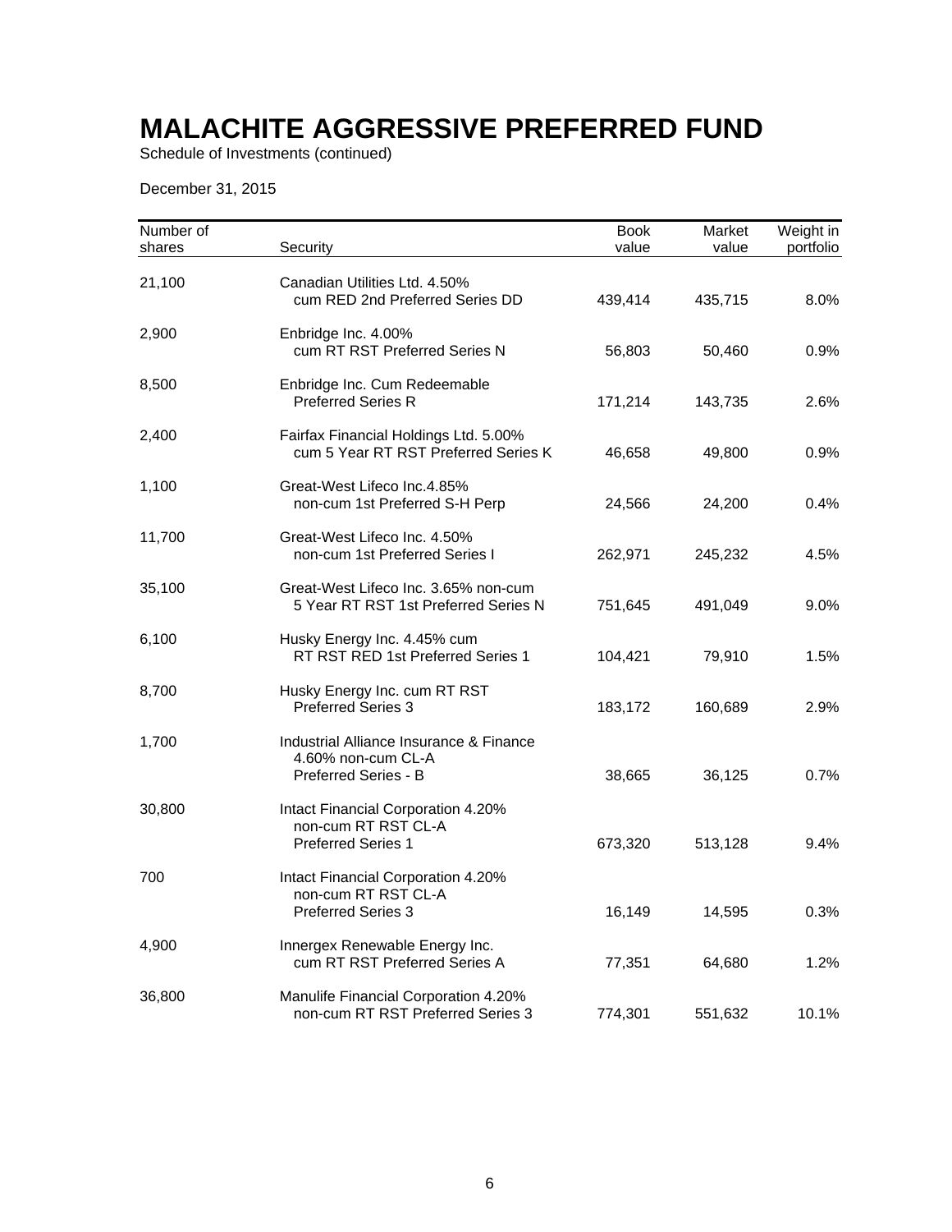# MALACHITE AGGRESSIVE PREFERRED FUND

Schedule of Investments (continued)

December 31, 2015

| Number of shares | Security | Book value | Market value | Weight in portfolio |
|---|---|---|---|---|
| 21,100 | Canadian Utilities Ltd. 4.50% cum RED 2nd Preferred Series DD | 439,414 | 435,715 | 8.0% |
| 2,900 | Enbridge Inc. 4.00% cum RT RST Preferred Series N | 56,803 | 50,460 | 0.9% |
| 8,500 | Enbridge Inc. Cum Redeemable Preferred Series R | 171,214 | 143,735 | 2.6% |
| 2,400 | Fairfax Financial Holdings Ltd. 5.00% cum 5 Year RT RST Preferred Series K | 46,658 | 49,800 | 0.9% |
| 1,100 | Great-West Lifeco Inc.4.85% non-cum 1st Preferred S-H Perp | 24,566 | 24,200 | 0.4% |
| 11,700 | Great-West Lifeco Inc. 4.50% non-cum 1st Preferred Series I | 262,971 | 245,232 | 4.5% |
| 35,100 | Great-West Lifeco Inc. 3.65% non-cum 5 Year RT RST 1st Preferred Series N | 751,645 | 491,049 | 9.0% |
| 6,100 | Husky Energy Inc. 4.45% cum RT RST RED 1st Preferred Series 1 | 104,421 | 79,910 | 1.5% |
| 8,700 | Husky Energy Inc. cum RT RST Preferred Series 3 | 183,172 | 160,689 | 2.9% |
| 1,700 | Industrial Alliance Insurance & Finance 4.60% non-cum CL-A Preferred Series - B | 38,665 | 36,125 | 0.7% |
| 30,800 | Intact Financial Corporation 4.20% non-cum RT RST CL-A Preferred Series 1 | 673,320 | 513,128 | 9.4% |
| 700 | Intact Financial Corporation 4.20% non-cum RT RST CL-A Preferred Series 3 | 16,149 | 14,595 | 0.3% |
| 4,900 | Innergex Renewable Energy Inc. cum RT RST Preferred Series A | 77,351 | 64,680 | 1.2% |
| 36,800 | Manulife Financial Corporation 4.20% non-cum RT RST Preferred Series 3 | 774,301 | 551,632 | 10.1% |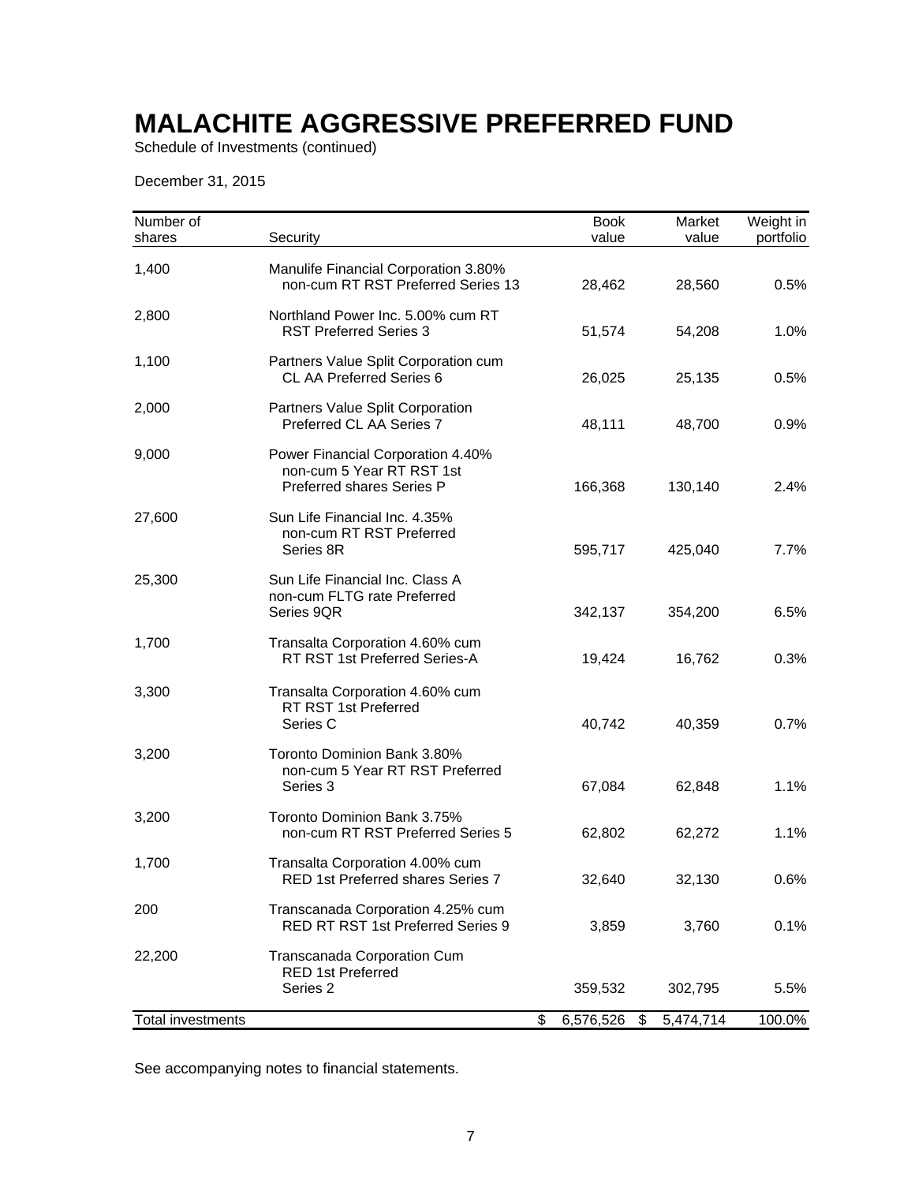# MALACHITE AGGRESSIVE PREFERRED FUND

Schedule of Investments (continued)

December 31, 2015

| Number of shares | Security | Book value | Market value | Weight in portfolio |
|---|---|---|---|---|
| 1,400 | Manulife Financial Corporation 3.80% non-cum RT RST Preferred Series 13 | 28,462 | 28,560 | 0.5% |
| 2,800 | Northland Power Inc. 5.00% cum RT RST Preferred Series 3 | 51,574 | 54,208 | 1.0% |
| 1,100 | Partners Value Split Corporation cum CL AA Preferred Series 6 | 26,025 | 25,135 | 0.5% |
| 2,000 | Partners Value Split Corporation Preferred CL AA Series 7 | 48,111 | 48,700 | 0.9% |
| 9,000 | Power Financial Corporation 4.40% non-cum 5 Year RT RST 1st Preferred shares Series P | 166,368 | 130,140 | 2.4% |
| 27,600 | Sun Life Financial Inc. 4.35% non-cum RT RST Preferred Series 8R | 595,717 | 425,040 | 7.7% |
| 25,300 | Sun Life Financial Inc. Class A non-cum FLTG rate Preferred Series 9QR | 342,137 | 354,200 | 6.5% |
| 1,700 | Transalta Corporation 4.60% cum RT RST 1st Preferred Series-A | 19,424 | 16,762 | 0.3% |
| 3,300 | Transalta Corporation 4.60% cum RT RST 1st Preferred Series C | 40,742 | 40,359 | 0.7% |
| 3,200 | Toronto Dominion Bank 3.80% non-cum 5 Year RT RST Preferred Series 3 | 67,084 | 62,848 | 1.1% |
| 3,200 | Toronto Dominion Bank 3.75% non-cum RT RST Preferred Series 5 | 62,802 | 62,272 | 1.1% |
| 1,700 | Transalta Corporation 4.00% cum RED 1st Preferred shares Series 7 | 32,640 | 32,130 | 0.6% |
| 200 | Transcanada Corporation 4.25% cum RED RT RST 1st Preferred Series 9 | 3,859 | 3,760 | 0.1% |
| 22,200 | Transcanada Corporation Cum RED 1st Preferred Series 2 | 359,532 | 302,795 | 5.5% |
| Total investments | | $ 6,576,526 | $ 5,474,714 | 100.0% |

See accompanying notes to financial statements.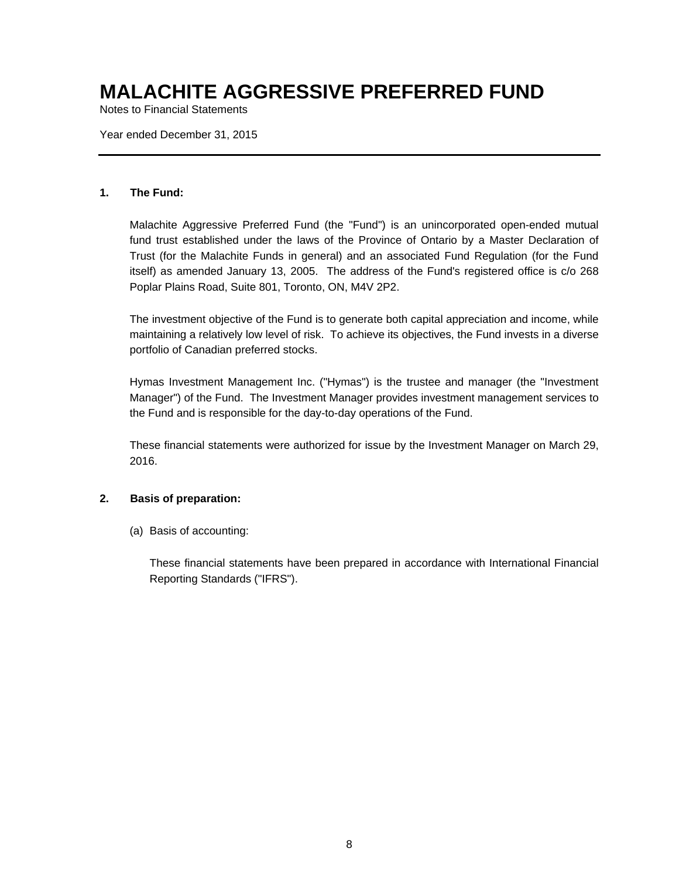# MALACHITE AGGRESSIVE PREFERRED FUND

Notes to Financial Statements

Year ended December 31, 2015

---

**1. The Fund:**

Malachite Aggressive Preferred Fund (the "Fund") is an unincorporated open-ended mutual fund trust established under the laws of the Province of Ontario by a Master Declaration of Trust (for the Malachite Funds in general) and an associated Fund Regulation (for the Fund itself) as amended January 13, 2005. The address of the Fund's registered office is c/o 268 Poplar Plains Road, Suite 801, Toronto, ON, M4V 2P2.

The investment objective of the Fund is to generate both capital appreciation and income, while maintaining a relatively low level of risk. To achieve its objectives, the Fund invests in a diverse portfolio of Canadian preferred stocks.

Hymas Investment Management Inc. ("Hymas") is the trustee and manager (the "Investment Manager") of the Fund. The Investment Manager provides investment management services to the Fund and is responsible for the day-to-day operations of the Fund.

These financial statements were authorized for issue by the Investment Manager on March 29, 2016.

**2. Basis of preparation:**

(a) Basis of accounting:

These financial statements have been prepared in accordance with International Financial Reporting Standards ("IFRS").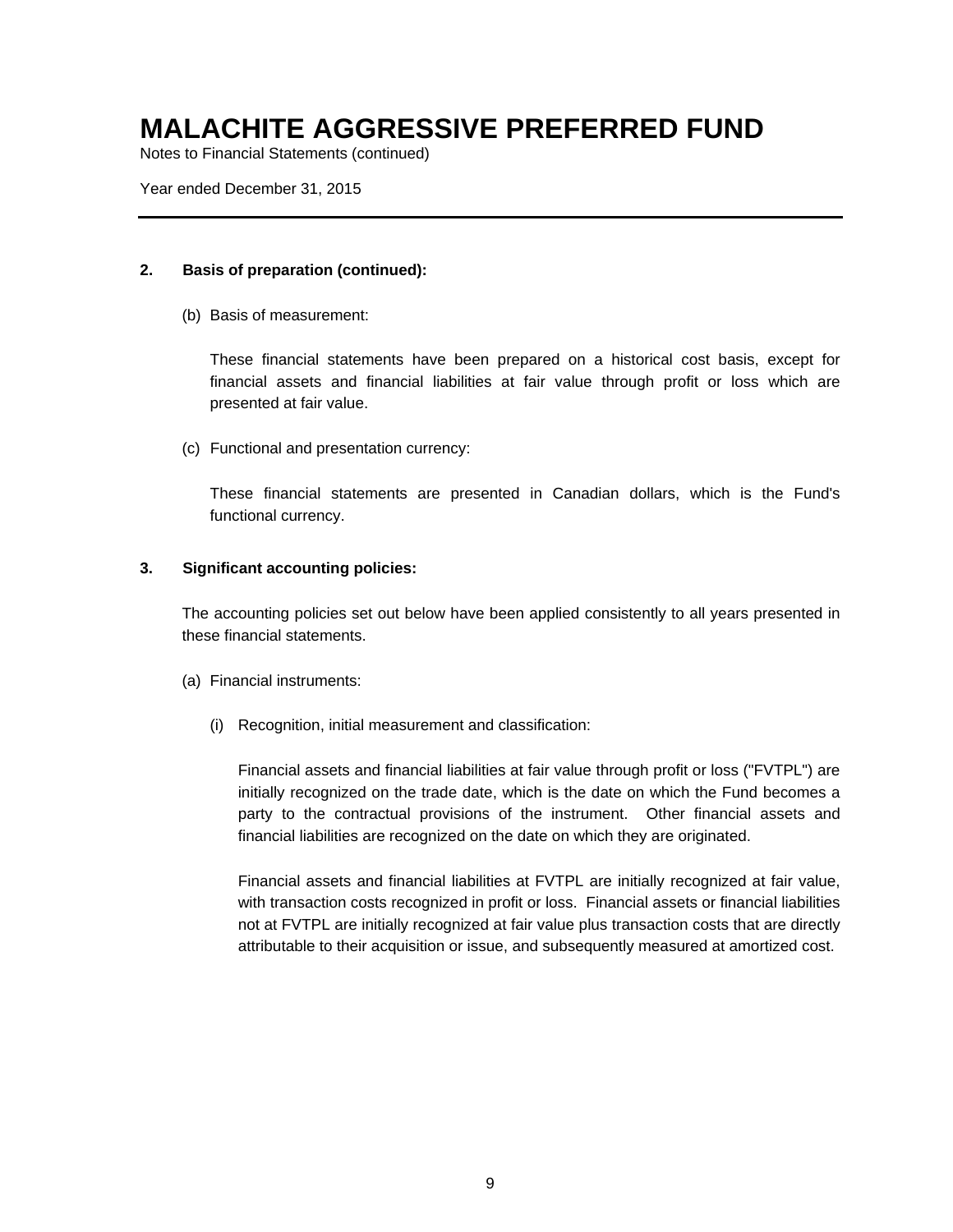**2. Basis of preparation (continued):**

(b) Basis of measurement:

These financial statements have been prepared on a historical cost basis, except for financial assets and financial liabilities at fair value through profit or loss which are presented at fair value.

(c) Functional and presentation currency:

These financial statements are presented in Canadian dollars, which is the Fund's functional currency.

**3. Significant accounting policies:**

The accounting policies set out below have been applied consistently to all years presented in these financial statements.

(a) Financial instruments:

(i) Recognition, initial measurement and classification:

Financial assets and financial liabilities at fair value through profit or loss ("FVTPL") are initially recognized on the trade date, which is the date on which the Fund becomes a party to the contractual provisions of the instrument. Other financial assets and financial liabilities are recognized on the date on which they are originated.

Financial assets and financial liabilities at FVTPL are initially recognized at fair value, with transaction costs recognized in profit or loss. Financial assets or financial liabilities not at FVTPL are initially recognized at fair value plus transaction costs that are directly attributable to their acquisition or issue, and subsequently measured at amortized cost.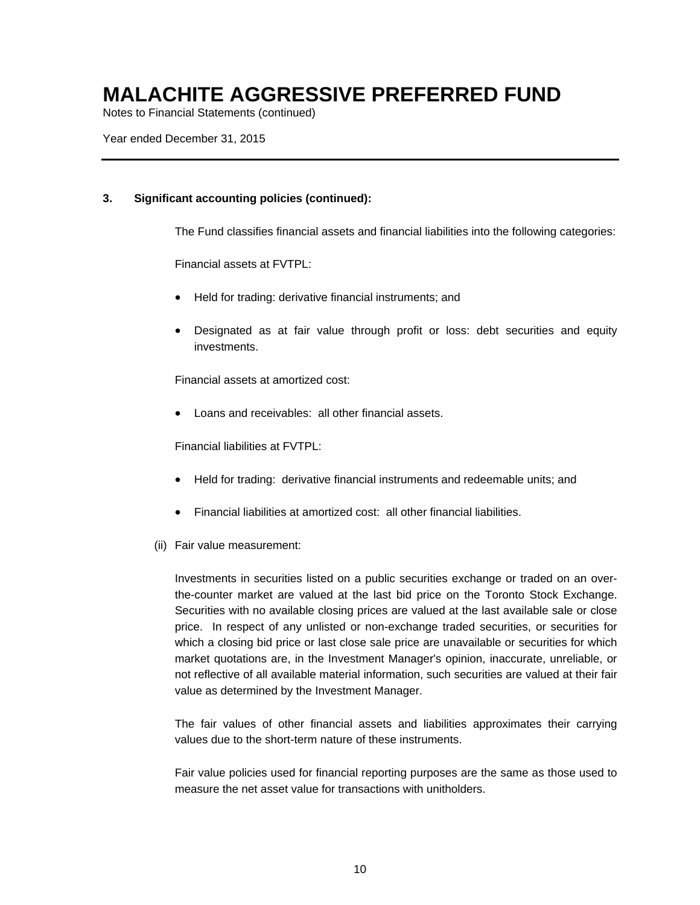# MALACHITE AGGRESSIVE PREFERRED FUND

Notes to Financial Statements (continued)

Year ended December 31, 2015

**3. Significant accounting policies (continued):**

The Fund classifies financial assets and financial liabilities into the following categories:

Financial assets at FVTPL:

- Held for trading: derivative financial instruments; and
- Designated as at fair value through profit or loss: debt securities and equity investments.

Financial assets at amortized cost:

- Loans and receivables: all other financial assets.

Financial liabilities at FVTPL:

- Held for trading: derivative financial instruments and redeemable units; and
- Financial liabilities at amortized cost: all other financial liabilities.

(ii) Fair value measurement:

Investments in securities listed on a public securities exchange or traded on an over-the-counter market are valued at the last bid price on the Toronto Stock Exchange. Securities with no available closing prices are valued at the last available sale or close price. In respect of any unlisted or non-exchange traded securities, or securities for which a closing bid price or last close sale price are unavailable or securities for which market quotations are, in the Investment Manager's opinion, inaccurate, unreliable, or not reflective of all available material information, such securities are valued at their fair value as determined by the Investment Manager.

The fair values of other financial assets and liabilities approximates their carrying values due to the short-term nature of these instruments.

Fair value policies used for financial reporting purposes are the same as those used to measure the net asset value for transactions with unitholders.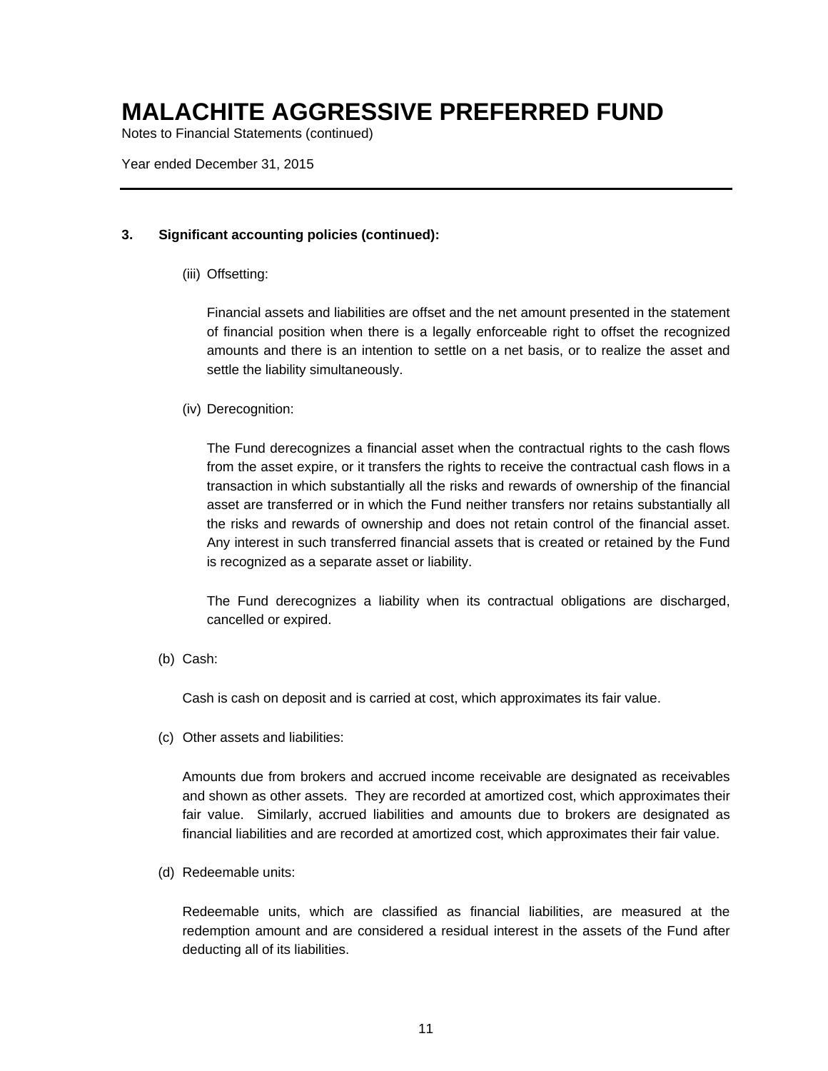# MALACHITE AGGRESSIVE PREFERRED FUND

Notes to Financial Statements (continued)

Year ended December 31, 2015

**3. Significant accounting policies (continued):**

(iii) Offsetting:

Financial assets and liabilities are offset and the net amount presented in the statement of financial position when there is a legally enforceable right to offset the recognized amounts and there is an intention to settle on a net basis, or to realize the asset and settle the liability simultaneously.

(iv) Derecognition:

The Fund derecognizes a financial asset when the contractual rights to the cash flows from the asset expire, or it transfers the rights to receive the contractual cash flows in a transaction in which substantially all the risks and rewards of ownership of the financial asset are transferred or in which the Fund neither transfers nor retains substantially all the risks and rewards of ownership and does not retain control of the financial asset. Any interest in such transferred financial assets that is created or retained by the Fund is recognized as a separate asset or liability.

The Fund derecognizes a liability when its contractual obligations are discharged, cancelled or expired.

(b) Cash:

Cash is cash on deposit and is carried at cost, which approximates its fair value.

(c) Other assets and liabilities:

Amounts due from brokers and accrued income receivable are designated as receivables and shown as other assets. They are recorded at amortized cost, which approximates their fair value. Similarly, accrued liabilities and amounts due to brokers are designated as financial liabilities and are recorded at amortized cost, which approximates their fair value.

(d) Redeemable units:

Redeemable units, which are classified as financial liabilities, are measured at the redemption amount and are considered a residual interest in the assets of the Fund after deducting all of its liabilities.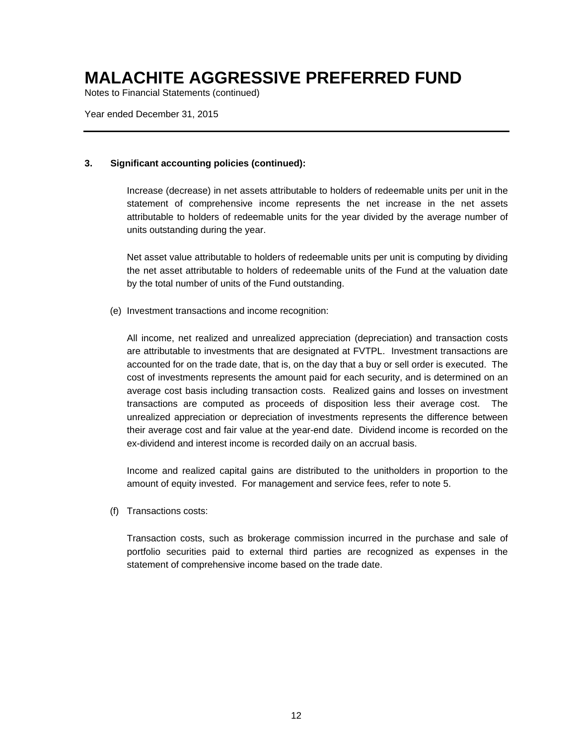# MALACHITE AGGRESSIVE PREFERRED FUND

Notes to Financial Statements (continued)

Year ended December 31, 2015

**3. Significant accounting policies (continued):**

Increase (decrease) in net assets attributable to holders of redeemable units per unit in the statement of comprehensive income represents the net increase in the net assets attributable to holders of redeemable units for the year divided by the average number of units outstanding during the year.

Net asset value attributable to holders of redeemable units per unit is computing by dividing the net asset attributable to holders of redeemable units of the Fund at the valuation date by the total number of units of the Fund outstanding.

(e) Investment transactions and income recognition:

All income, net realized and unrealized appreciation (depreciation) and transaction costs are attributable to investments that are designated at FVTPL. Investment transactions are accounted for on the trade date, that is, on the day that a buy or sell order is executed. The cost of investments represents the amount paid for each security, and is determined on an average cost basis including transaction costs. Realized gains and losses on investment transactions are computed as proceeds of disposition less their average cost. The unrealized appreciation or depreciation of investments represents the difference between their average cost and fair value at the year-end date. Dividend income is recorded on the ex-dividend and interest income is recorded daily on an accrual basis.

Income and realized capital gains are distributed to the unitholders in proportion to the amount of equity invested. For management and service fees, refer to note 5.

(f) Transactions costs:

Transaction costs, such as brokerage commission incurred in the purchase and sale of portfolio securities paid to external third parties are recognized as expenses in the statement of comprehensive income based on the trade date.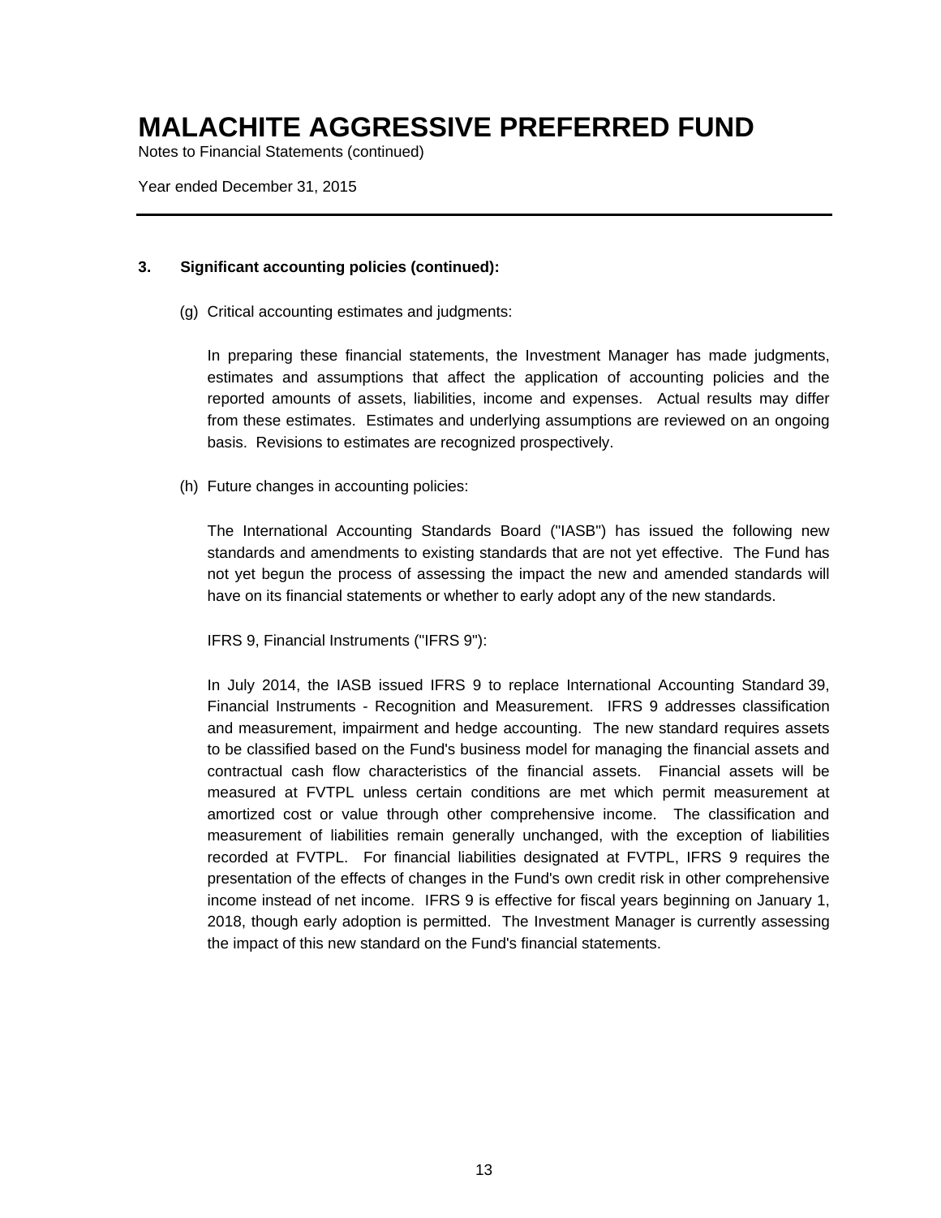# MALACHITE AGGRESSIVE PREFERRED FUND

Notes to Financial Statements (continued)

Year ended December 31, 2015

**3. Significant accounting policies (continued):**

(g) Critical accounting estimates and judgments:

In preparing these financial statements, the Investment Manager has made judgments, estimates and assumptions that affect the application of accounting policies and the reported amounts of assets, liabilities, income and expenses. Actual results may differ from these estimates. Estimates and underlying assumptions are reviewed on an ongoing basis. Revisions to estimates are recognized prospectively.

(h) Future changes in accounting policies:

The International Accounting Standards Board ("IASB") has issued the following new standards and amendments to existing standards that are not yet effective. The Fund has not yet begun the process of assessing the impact the new and amended standards will have on its financial statements or whether to early adopt any of the new standards.

IFRS 9, Financial Instruments ("IFRS 9"):

In July 2014, the IASB issued IFRS 9 to replace International Accounting Standard 39, Financial Instruments - Recognition and Measurement. IFRS 9 addresses classification and measurement, impairment and hedge accounting. The new standard requires assets to be classified based on the Fund's business model for managing the financial assets and contractual cash flow characteristics of the financial assets. Financial assets will be measured at FVTPL unless certain conditions are met which permit measurement at amortized cost or value through other comprehensive income. The classification and measurement of liabilities remain generally unchanged, with the exception of liabilities recorded at FVTPL. For financial liabilities designated at FVTPL, IFRS 9 requires the presentation of the effects of changes in the Fund's own credit risk in other comprehensive income instead of net income. IFRS 9 is effective for fiscal years beginning on January 1, 2018, though early adoption is permitted. The Investment Manager is currently assessing the impact of this new standard on the Fund's financial statements.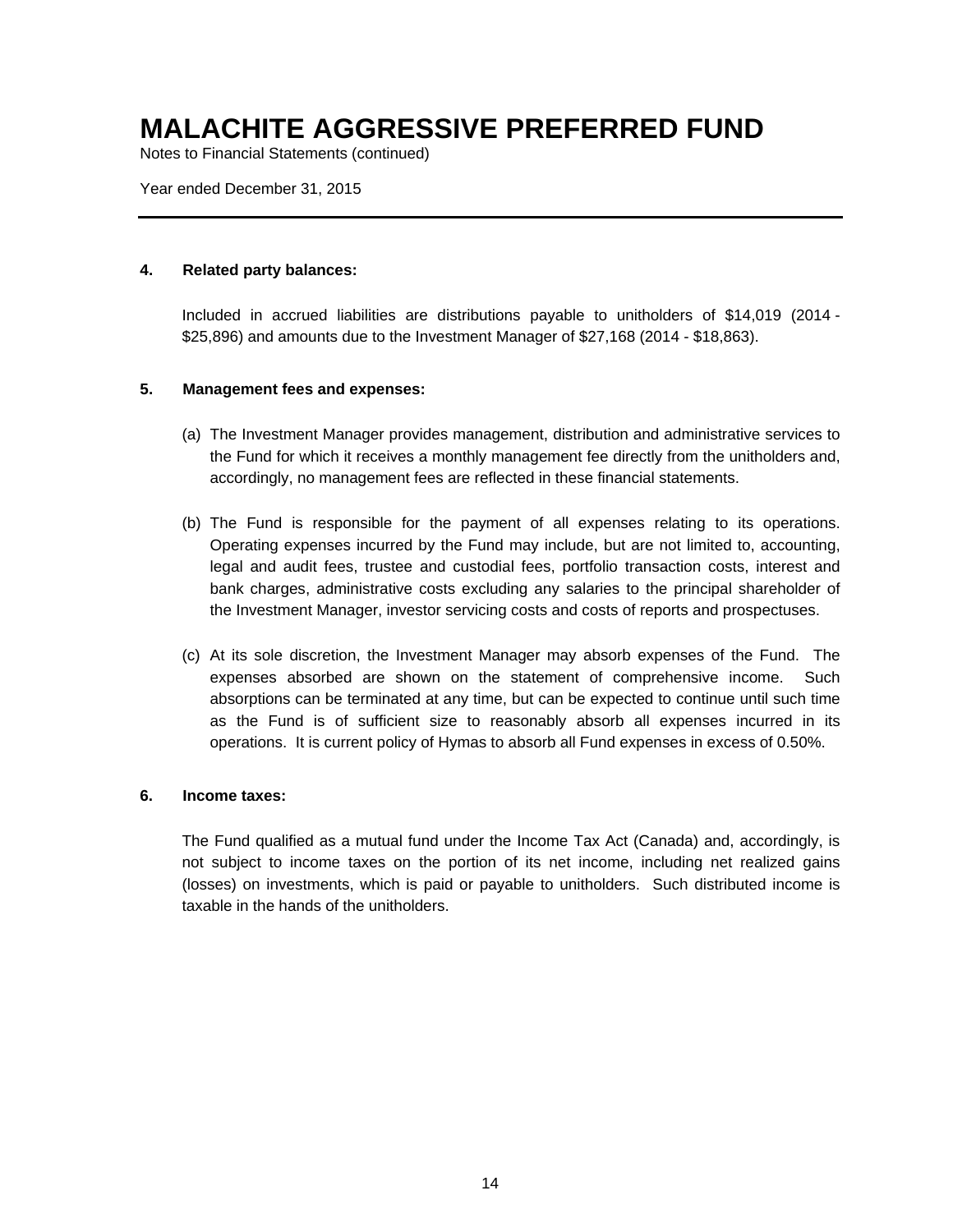# MALACHITE AGGRESSIVE PREFERRED FUND

Notes to Financial Statements (continued)

Year ended December 31, 2015

---

**4. Related party balances:**

Included in accrued liabilities are distributions payable to unitholders of $14,019 (2014 - $25,896) and amounts due to the Investment Manager of $27,168 (2014 - $18,863).

**5. Management fees and expenses:**

(a) The Investment Manager provides management, distribution and administrative services to the Fund for which it receives a monthly management fee directly from the unitholders and, accordingly, no management fees are reflected in these financial statements.

(b) The Fund is responsible for the payment of all expenses relating to its operations. Operating expenses incurred by the Fund may include, but are not limited to, accounting, legal and audit fees, trustee and custodial fees, portfolio transaction costs, interest and bank charges, administrative costs excluding any salaries to the principal shareholder of the Investment Manager, investor servicing costs and costs of reports and prospectuses.

(c) At its sole discretion, the Investment Manager may absorb expenses of the Fund. The expenses absorbed are shown on the statement of comprehensive income. Such absorptions can be terminated at any time, but can be expected to continue until such time as the Fund is of sufficient size to reasonably absorb all expenses incurred in its operations. It is current policy of Hymas to absorb all Fund expenses in excess of 0.50%.

**6. Income taxes:**

The Fund qualified as a mutual fund under the Income Tax Act (Canada) and, accordingly, is not subject to income taxes on the portion of its net income, including net realized gains (losses) on investments, which is paid or payable to unitholders. Such distributed income is taxable in the hands of the unitholders.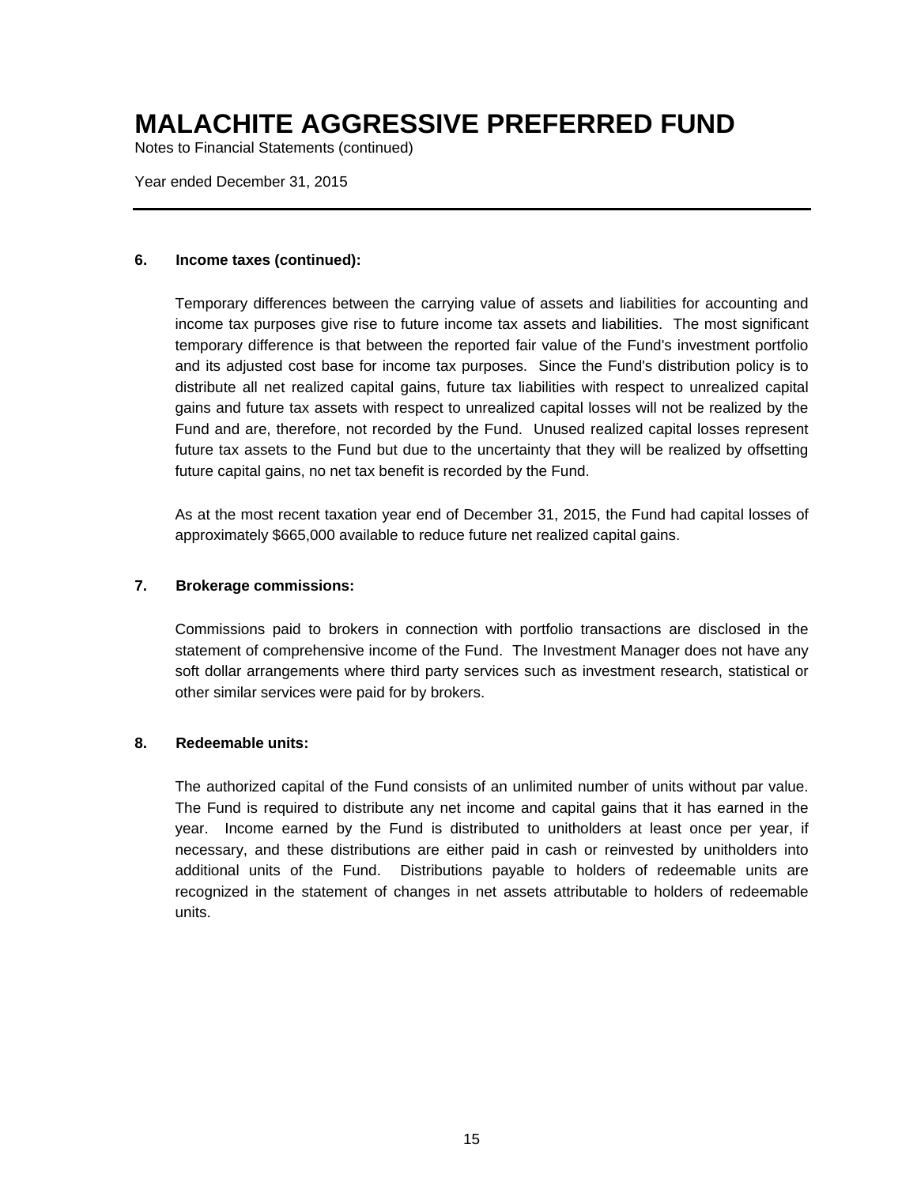# MALACHITE AGGRESSIVE PREFERRED FUND

Notes to Financial Statements (continued)

Year ended December 31, 2015

**6. Income taxes (continued):**

Temporary differences between the carrying value of assets and liabilities for accounting and income tax purposes give rise to future income tax assets and liabilities. The most significant temporary difference is that between the reported fair value of the Fund's investment portfolio and its adjusted cost base for income tax purposes. Since the Fund's distribution policy is to distribute all net realized capital gains, future tax liabilities with respect to unrealized capital gains and future tax assets with respect to unrealized capital losses will not be realized by the Fund and are, therefore, not recorded by the Fund. Unused realized capital losses represent future tax assets to the Fund but due to the uncertainty that they will be realized by offsetting future capital gains, no net tax benefit is recorded by the Fund.

As at the most recent taxation year end of December 31, 2015, the Fund had capital losses of approximately $665,000 available to reduce future net realized capital gains.

**7. Brokerage commissions:**

Commissions paid to brokers in connection with portfolio transactions are disclosed in the statement of comprehensive income of the Fund. The Investment Manager does not have any soft dollar arrangements where third party services such as investment research, statistical or other similar services were paid for by brokers.

**8. Redeemable units:**

The authorized capital of the Fund consists of an unlimited number of units without par value. The Fund is required to distribute any net income and capital gains that it has earned in the year. Income earned by the Fund is distributed to unitholders at least once per year, if necessary, and these distributions are either paid in cash or reinvested by unitholders into additional units of the Fund. Distributions payable to holders of redeemable units are recognized in the statement of changes in net assets attributable to holders of redeemable units.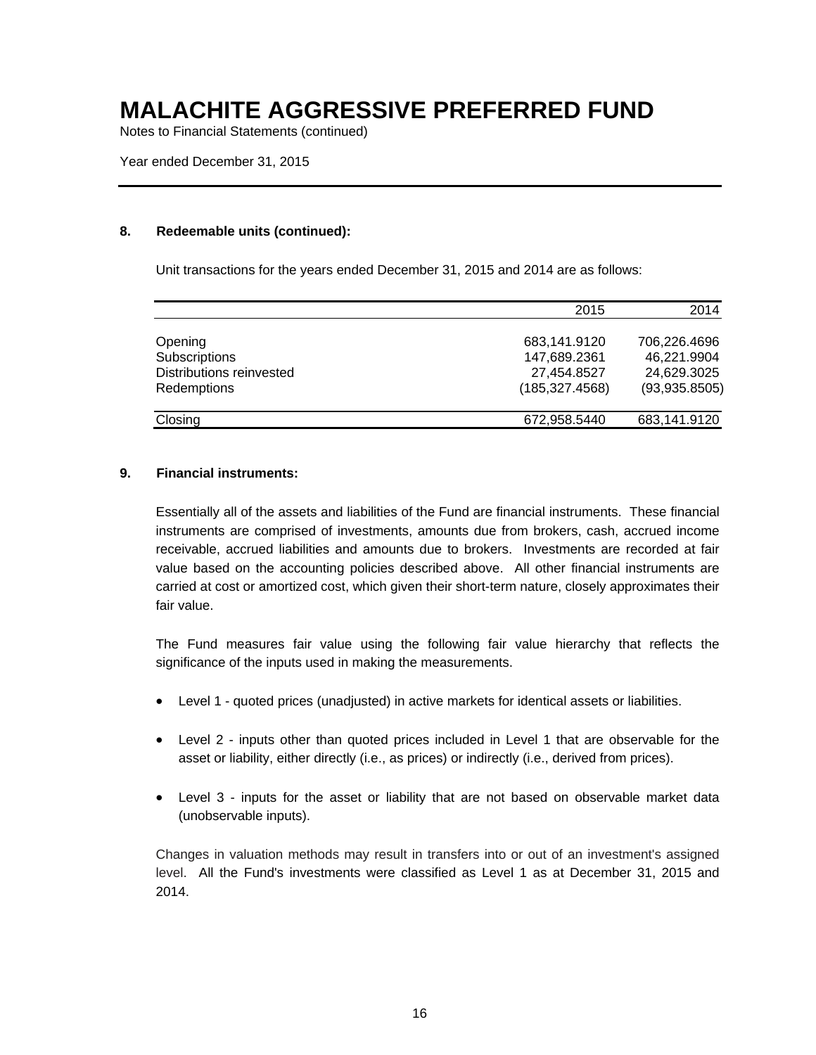# MALACHITE AGGRESSIVE PREFERRED FUND

Notes to Financial Statements (continued)

Year ended December 31, 2015

**8. Redeemable units (continued):**

Unit transactions for the years ended December 31, 2015 and 2014 are as follows:

| | 2015 | 2014 |
|---|---|---|
| Opening | 683,141.9120 | 706,226.4696 |
| Subscriptions | 147,689.2361 | 46,221.9904 |
| Distributions reinvested | 27,454.8527 | 24,629.3025 |
| Redemptions | (185,327.4568) | (93,935.8505) |
| Closing | 672,958.5440 | 683,141.9120 |

**9. Financial instruments:**

Essentially all of the assets and liabilities of the Fund are financial instruments. These financial instruments are comprised of investments, amounts due from brokers, cash, accrued income receivable, accrued liabilities and amounts due to brokers. Investments are recorded at fair value based on the accounting policies described above. All other financial instruments are carried at cost or amortized cost, which given their short-term nature, closely approximates their fair value.

The Fund measures fair value using the following fair value hierarchy that reflects the significance of the inputs used in making the measurements.

- Level 1 - quoted prices (unadjusted) in active markets for identical assets or liabilities.
- Level 2 - inputs other than quoted prices included in Level 1 that are observable for the asset or liability, either directly (i.e., as prices) or indirectly (i.e., derived from prices).
- Level 3 - inputs for the asset or liability that are not based on observable market data (unobservable inputs).

Changes in valuation methods may result in transfers into or out of an investment's assigned level. All the Fund's investments were classified as Level 1 as at December 31, 2015 and 2014.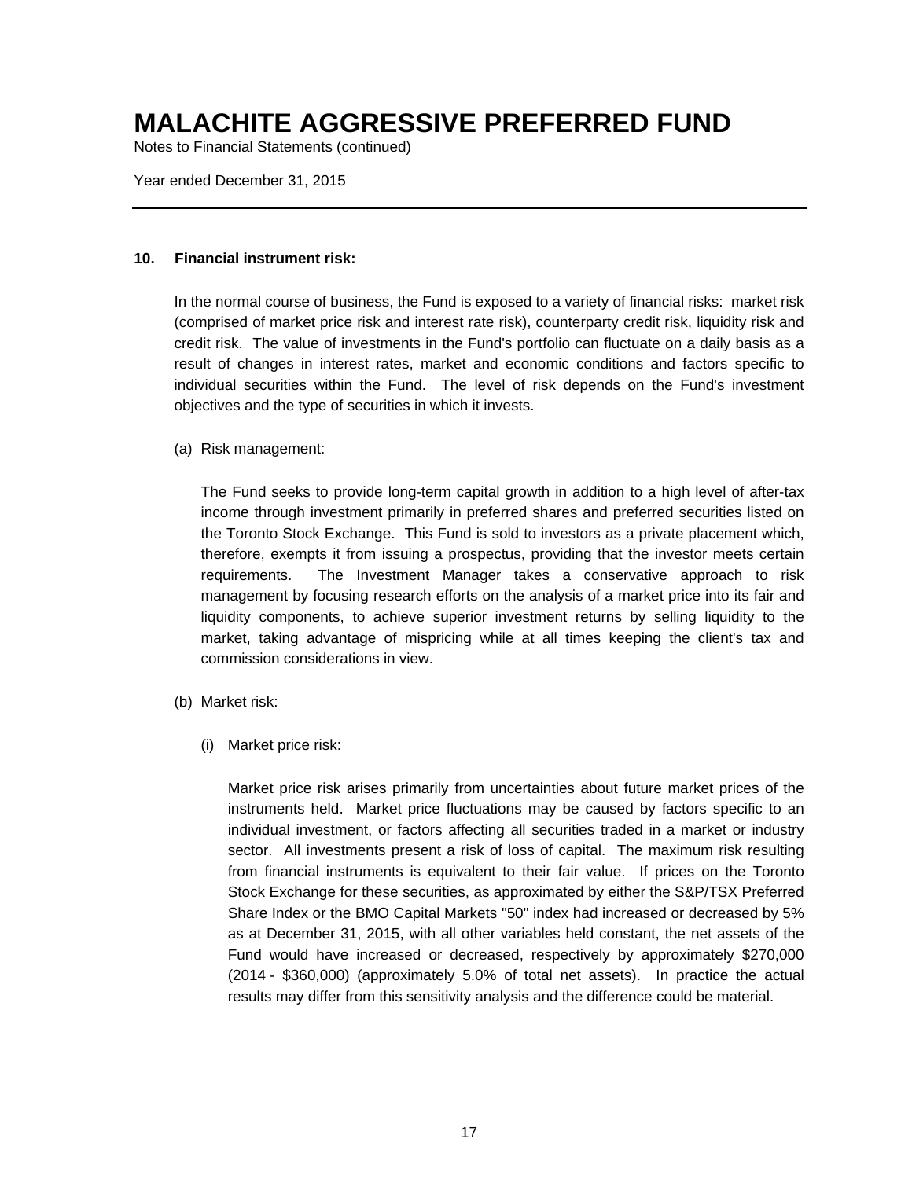# MALACHITE AGGRESSIVE PREFERRED FUND

Notes to Financial Statements (continued)

Year ended December 31, 2015

---

**10. Financial instrument risk:**

In the normal course of business, the Fund is exposed to a variety of financial risks: market risk (comprised of market price risk and interest rate risk), counterparty credit risk, liquidity risk and credit risk. The value of investments in the Fund's portfolio can fluctuate on a daily basis as a result of changes in interest rates, market and economic conditions and factors specific to individual securities within the Fund. The level of risk depends on the Fund's investment objectives and the type of securities in which it invests.

(a) Risk management:

The Fund seeks to provide long-term capital growth in addition to a high level of after-tax income through investment primarily in preferred shares and preferred securities listed on the Toronto Stock Exchange. This Fund is sold to investors as a private placement which, therefore, exempts it from issuing a prospectus, providing that the investor meets certain requirements. The Investment Manager takes a conservative approach to risk management by focusing research efforts on the analysis of a market price into its fair and liquidity components, to achieve superior investment returns by selling liquidity to the market, taking advantage of mispricing while at all times keeping the client's tax and commission considerations in view.

(b) Market risk:

(i) Market price risk:

Market price risk arises primarily from uncertainties about future market prices of the instruments held. Market price fluctuations may be caused by factors specific to an individual investment, or factors affecting all securities traded in a market or industry sector. All investments present a risk of loss of capital. The maximum risk resulting from financial instruments is equivalent to their fair value. If prices on the Toronto Stock Exchange for these securities, as approximated by either the S&P/TSX Preferred Share Index or the BMO Capital Markets "50" index had increased or decreased by 5% as at December 31, 2015, with all other variables held constant, the net assets of the Fund would have increased or decreased, respectively by approximately $270,000 (2014 - $360,000) (approximately 5.0% of total net assets). In practice the actual results may differ from this sensitivity analysis and the difference could be material.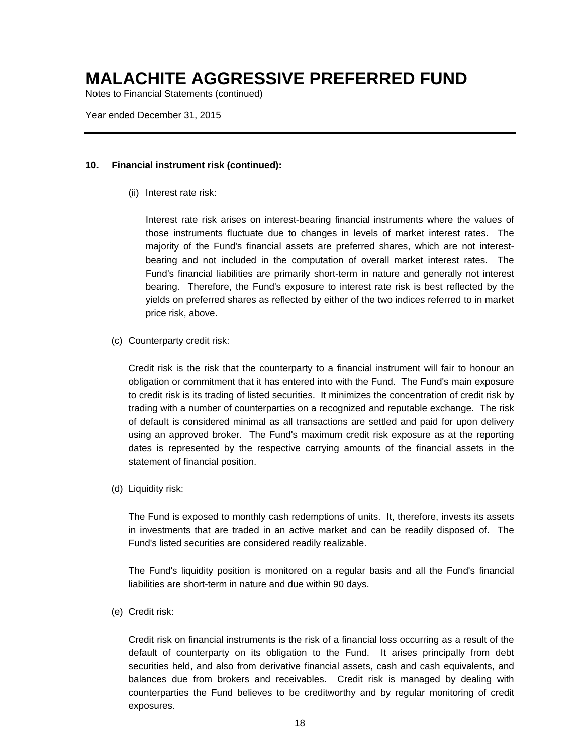# MALACHITE AGGRESSIVE PREFERRED FUND

Notes to Financial Statements (continued)

Year ended December 31, 2015

---

**10. Financial instrument risk (continued):**

(ii) Interest rate risk:

Interest rate risk arises on interest-bearing financial instruments where the values of those instruments fluctuate due to changes in levels of market interest rates. The majority of the Fund's financial assets are preferred shares, which are not interest-bearing and not included in the computation of overall market interest rates. The Fund's financial liabilities are primarily short-term in nature and generally not interest bearing. Therefore, the Fund's exposure to interest rate risk is best reflected by the yields on preferred shares as reflected by either of the two indices referred to in market price risk, above.

(c) Counterparty credit risk:

Credit risk is the risk that the counterparty to a financial instrument will fair to honour an obligation or commitment that it has entered into with the Fund. The Fund's main exposure to credit risk is its trading of listed securities. It minimizes the concentration of credit risk by trading with a number of counterparties on a recognized and reputable exchange. The risk of default is considered minimal as all transactions are settled and paid for upon delivery using an approved broker. The Fund's maximum credit risk exposure as at the reporting dates is represented by the respective carrying amounts of the financial assets in the statement of financial position.

(d) Liquidity risk:

The Fund is exposed to monthly cash redemptions of units. It, therefore, invests its assets in investments that are traded in an active market and can be readily disposed of. The Fund's listed securities are considered readily realizable.

The Fund's liquidity position is monitored on a regular basis and all the Fund's financial liabilities are short-term in nature and due within 90 days.

(e) Credit risk:

Credit risk on financial instruments is the risk of a financial loss occurring as a result of the default of counterparty on its obligation to the Fund. It arises principally from debt securities held, and also from derivative financial assets, cash and cash equivalents, and balances due from brokers and receivables. Credit risk is managed by dealing with counterparties the Fund believes to be creditworthy and by regular monitoring of credit exposures.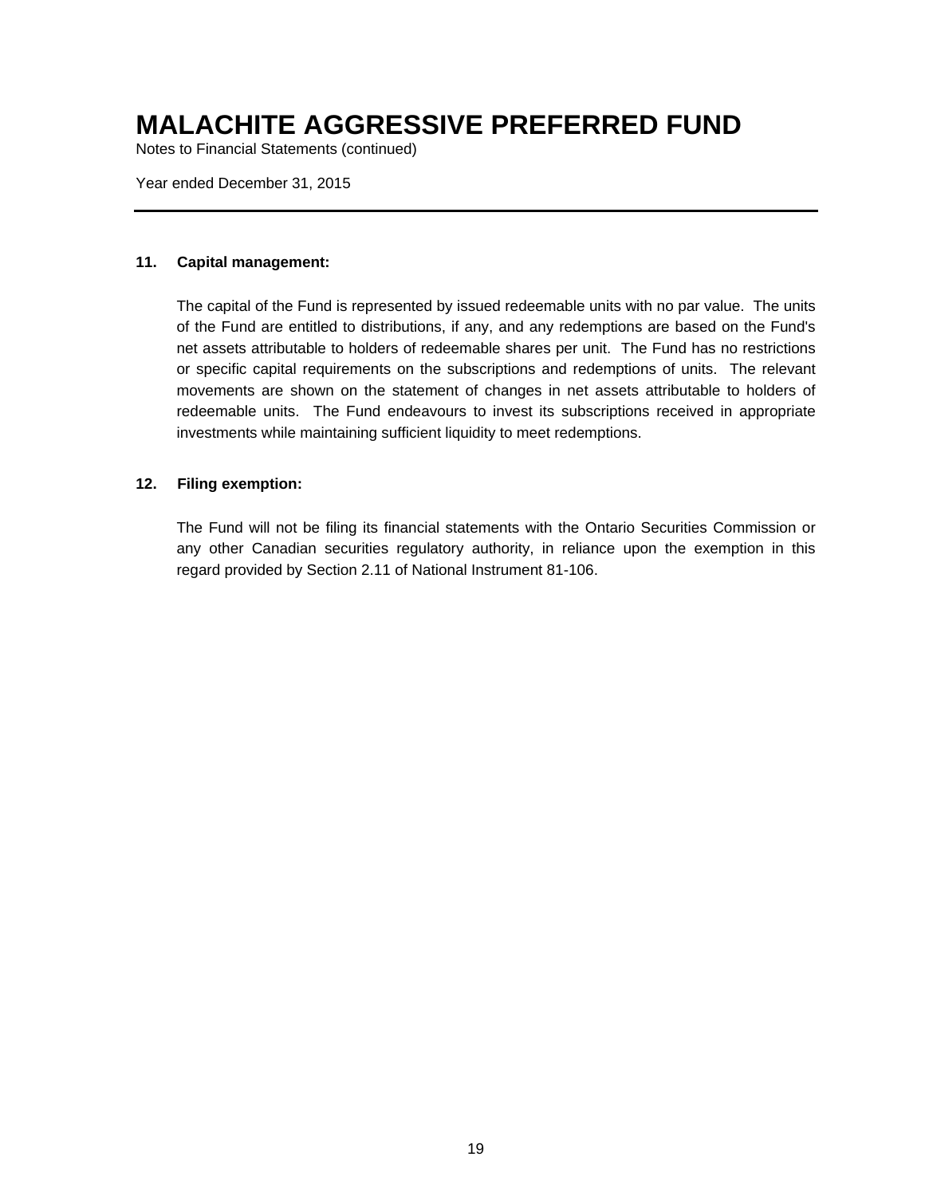# MALACHITE AGGRESSIVE PREFERRED FUND

Notes to Financial Statements (continued)

Year ended December 31, 2015

### 11. Capital management:

The capital of the Fund is represented by issued redeemable units with no par value. The units of the Fund are entitled to distributions, if any, and any redemptions are based on the Fund's net assets attributable to holders of redeemable shares per unit. The Fund has no restrictions or specific capital requirements on the subscriptions and redemptions of units. The relevant movements are shown on the statement of changes in net assets attributable to holders of redeemable units. The Fund endeavours to invest its subscriptions received in appropriate investments while maintaining sufficient liquidity to meet redemptions.

### 12. Filing exemption:

The Fund will not be filing its financial statements with the Ontario Securities Commission or any other Canadian securities regulatory authority, in reliance upon the exemption in this regard provided by Section 2.11 of National Instrument 81-106.